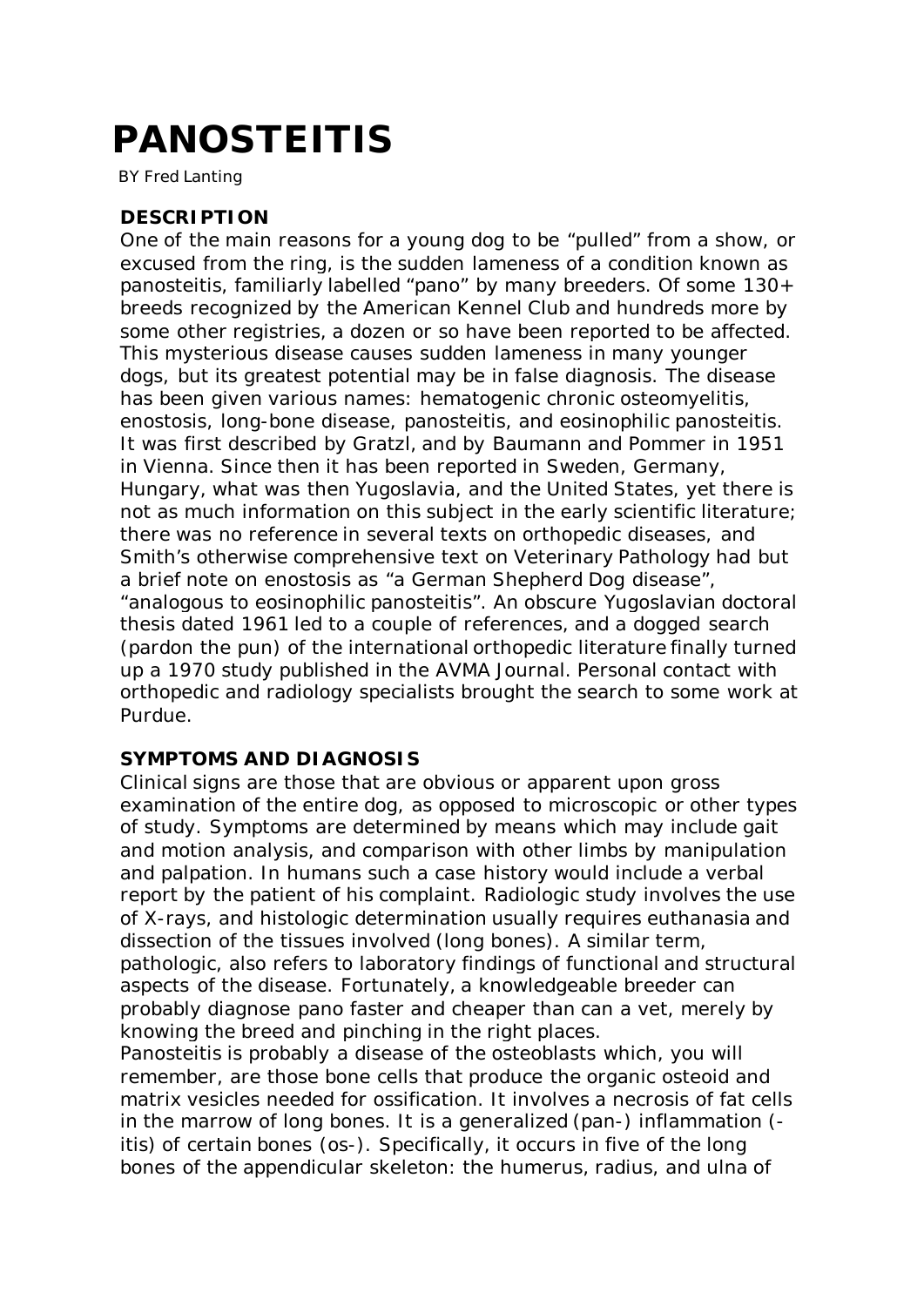# PANOSTEITIS

BY Fred Lanting

## DESCRIPTION

One of the main reasons for a young dog to be "pulled" from a show, or excused from the ring, is the sudden lameness of a condition known as panosteitis, familiarly labelled "pano" by many breeders. Of some 130+ breeds recognized by the American Kennel Club and hundreds more by some other registries, a dozen or so have been reported to be affected. This mysterious disease causes sudden lameness in many younger dogs, but its greatest potential may be in false diagnosis. The disease has been given various names: hematogenic chronic osteomyelitis, enostosis, long-bone disease, panosteitis, and eosinophilic panosteitis. It was first described by Gratzl, and by Baumann and Pommer in 1951 in Vienna. Since then it has been reported in Sweden, Germany, Hungary, what was then Yugoslavia, and the United States, yet there is not as much information on this subject in the early scientific literature; there was no reference in several texts on orthopedic diseases, and Smith's otherwise comprehensive text on Veterinary Pathology had but a brief note on enostosis as "a German Shepherd Dog disease", "analogous to eosinophilic panosteitis". An obscure Yugoslavian doctoral thesis dated 1961 led to a couple of references, and a dogged search (pardon the pun) of the international orthopedic literature finally turned up a 1970 study published in the AVMA Journal. Personal contact with orthopedic and radiology specialists brought the search to some work at Purdue.

## SYMPTOMS AND DIAGNOSIS

Clinical signs are those that are obvious or apparent upon gross examination of the entire dog, as opposed to microscopic or other types of study. Symptoms are determined by means which may include gait and motion analysis, and comparison with other limbs by manipulation and palpation. In humans such a case history would include a verbal report by the patient of his complaint. Radiologic study involves the use of X-rays, and histologic determination usually requires euthanasia and dissection of the tissues involved (long bones). A similar term, pathologic, also refers to laboratory findings of functional and structural aspects of the disease. Fortunately, a knowledgeable breeder can probably diagnose pano faster and cheaper than can a vet, merely by knowing the breed and pinching in the right places.

Panosteitis is probably a disease of the osteoblasts which, you will remember, are those bone cells that produce the organic osteoid and matrix vesicles needed for ossification. It involves a necrosis of fat cells in the marrow of long bones. It is a generalized (pan-) inflammation (-itis) of certain bones (os-). Specifically, it occurs in five of the long bones of the appendicular skeleton: the humerus, radius, and ulna of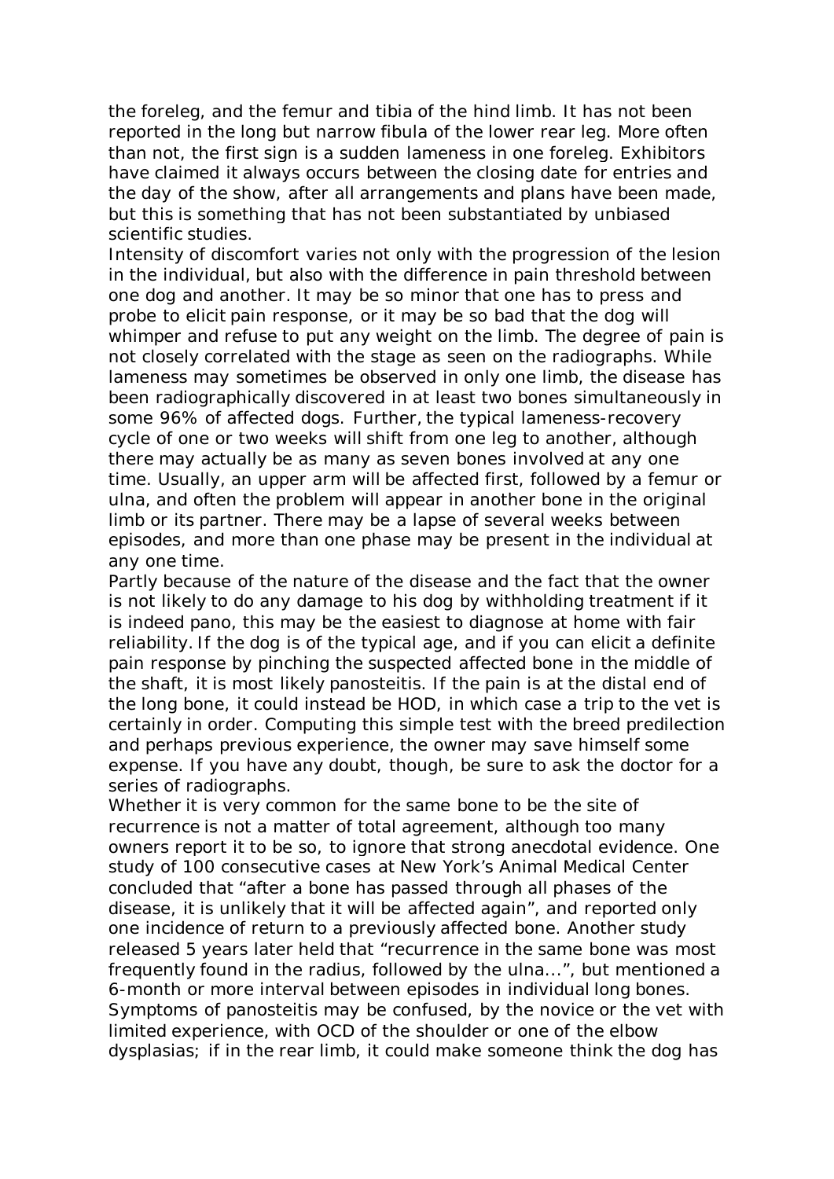the foreleg, and the femur and tibia of the hind limb. It has not been reported in the long but narrow fibula of the lower rear leg. More often than not, the first sign is a sudden lameness in one foreleg. Exhibitors have claimed it always occurs between the closing date for entries and the day of the show, after all arrangements and plans have been made, but this is something that has not been substantiated by unbiased scientific studies.

Intensity of discomfort varies not only with the progression of the lesion in the individual, but also with the difference in pain threshold between one dog and another. It may be so minor that one has to press and probe to elicit pain response, or it may be so bad that the dog will whimper and refuse to put any weight on the limb. The degree of pain is not closely correlated with the stage as seen on the radiographs. While lameness may sometimes be observed in only one limb, the disease has been radiographically discovered in at least two bones simultaneously in some 96% of affected dogs. Further, the typical lameness-recovery cycle of one or two weeks will shift from one leg to another, although there may actually be as many as seven bones involved at any one time. Usually, an upper arm will be affected first, followed by a femur or ulna, and often the problem will appear in another bone in the original limb or its partner. There may be a lapse of several weeks between episodes, and more than one phase may be present in the individual at any one time.

Partly because of the nature of the disease and the fact that the owner is not likely to do any damage to his dog by withholding treatment if it is indeed pano, this may be the easiest to diagnose at home with fair reliability. If the dog is of the typical age, and if you can elicit a definite pain response by pinching the suspected affected bone in the middle of the shaft, it is most likely panosteitis. If the pain is at the distal end of the long bone, it could instead be HOD, in which case a trip to the vet is certainly in order. Computing this simple test with the breed predilection and perhaps previous experience, the owner may save himself some expense. If you have any doubt, though, be sure to ask the doctor for a series of radiographs.

Whether it is very common for the same bone to be the site of recurrence is not a matter of total agreement, although too many owners report it to be so, to ignore that strong anecdotal evidence. One study of 100 consecutive cases at New York's Animal Medical Center concluded that "after a bone has passed through all phases of the disease, it is unlikely that it will be affected again", and reported only one incidence of return to a previously affected bone. Another study released 5 years later held that "recurrence in the same bone was most frequently found in the radius, followed by the ulna…", but mentioned a 6-month or more interval between episodes in individual long bones.

Symptoms of panosteitis may be confused, by the novice or the vet with limited experience, with OCD of the shoulder or one of the elbow dysplasias; if in the rear limb, it could make someone think the dog has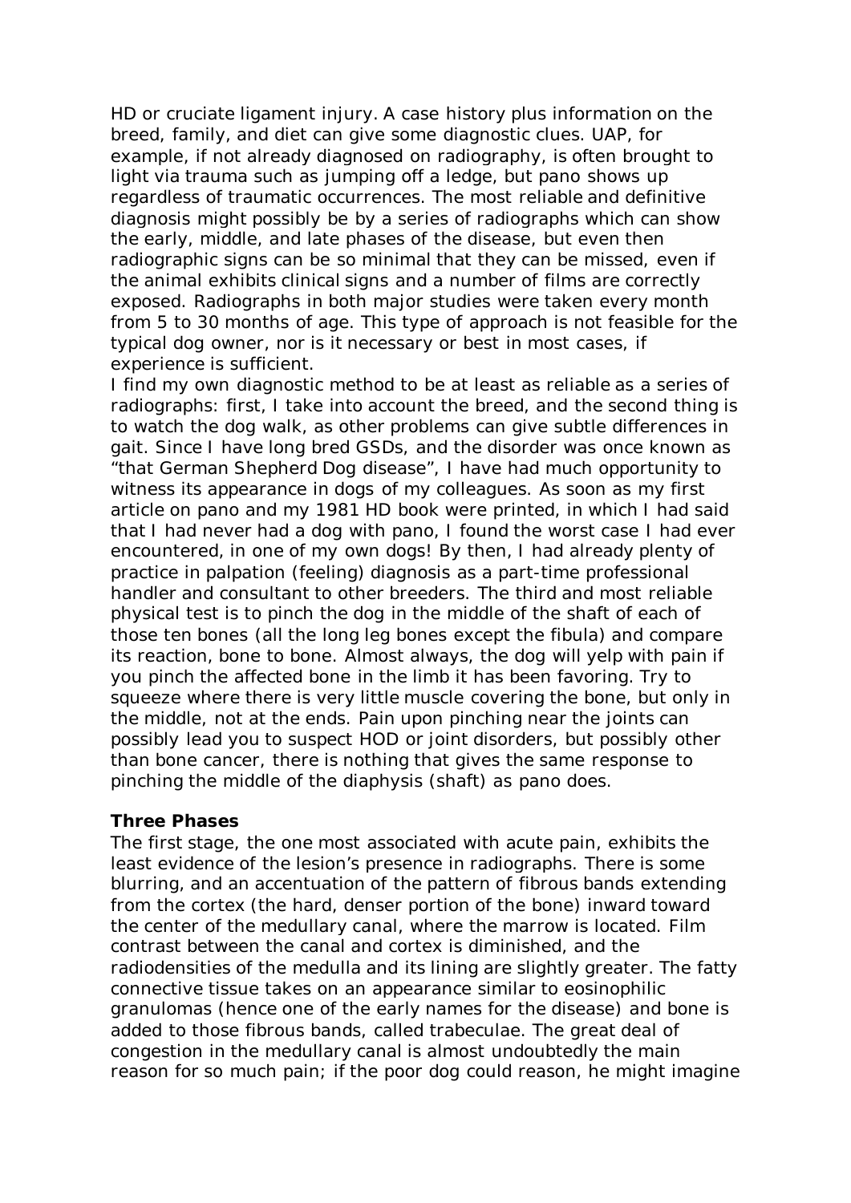HD or cruciate ligament injury. A case history plus information on the breed, family, and diet can give some diagnostic clues. UAP, for example, if not already diagnosed on radiography, is often brought to light via trauma such as jumping off a ledge, but pano shows up regardless of traumatic occurrences. The most reliable and definitive diagnosis might possibly be by a series of radiographs which can show the early, middle, and late phases of the disease, but even then radiographic signs can be so minimal that they can be missed, even if the animal exhibits clinical signs and a number of films are correctly exposed. Radiographs in both major studies were taken every month from 5 to 30 months of age. This type of approach is not feasible for the typical dog owner, nor is it necessary or best in most cases, if experience is sufficient.

I find my own diagnostic method to be at least as reliable as a series of radiographs: first, I take into account the breed, and the second thing is to watch the dog walk, as other problems can give subtle differences in gait. Since I have long bred GSDs, and the disorder was once known as "that German Shepherd Dog disease", I have had much opportunity to witness its appearance in dogs of my colleagues. As soon as my first article on pano and my 1981 HD book were printed, in which I had said that I had never had a dog with pano, I found the worst case I had ever encountered, in one of my own dogs! By then, I had already plenty of practice in palpation (feeling) diagnosis as a part-time professional handler and consultant to other breeders. The third and most reliable physical test is to pinch the dog in the middle of the shaft of each of those ten bones (all the long leg bones except the fibula) and compare its reaction, bone to bone. Almost always, the dog will yelp with pain if you pinch the affected bone in the limb it has been favoring. Try to squeeze where there is very little muscle covering the bone, but only in the middle, not at the ends. Pain upon pinching near the joints can possibly lead you to suspect HOD or joint disorders, but possibly other than bone cancer, there is nothing that gives the same response to pinching the middle of the diaphysis (shaft) as pano does.

**Three Phases**

The first stage, the one most associated with acute pain, exhibits the least evidence of the lesion's presence in radiographs. There is some blurring, and an accentuation of the pattern of fibrous bands extending from the cortex (the hard, denser portion of the bone) inward toward the center of the medullary canal, where the marrow is located. Film contrast between the canal and cortex is diminished, and the radiodensities of the medulla and its lining are slightly greater. The fatty connective tissue takes on an appearance similar to eosinophilic granulomas (hence one of the early names for the disease) and bone is added to those fibrous bands, called trabeculae. The great deal of congestion in the medullary canal is almost undoubtedly the main reason for so much pain; if the poor dog could reason, he might imagine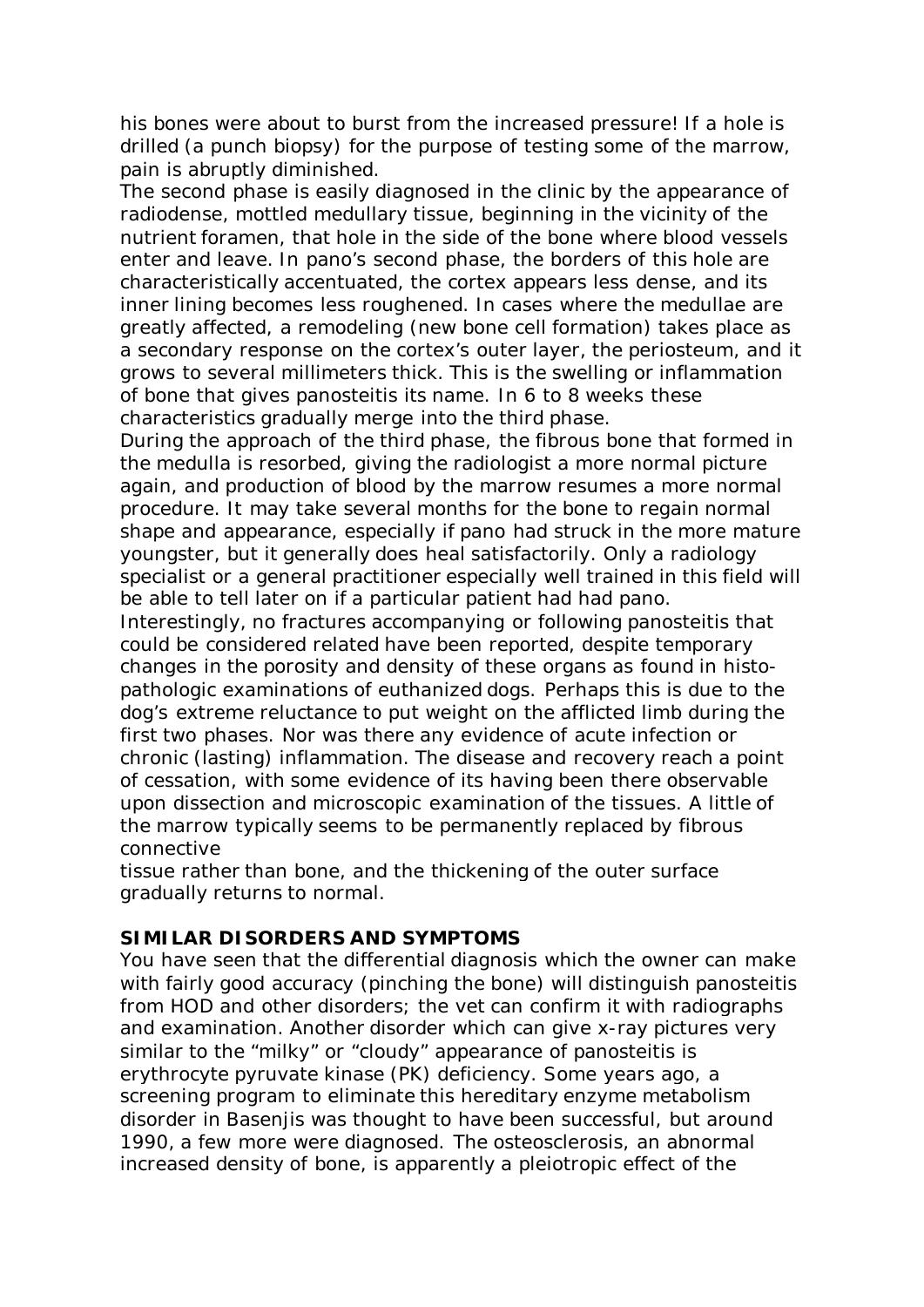his bones were about to burst from the increased pressure! If a hole is drilled (a punch biopsy) for the purpose of testing some of the marrow, pain is abruptly diminished.

The second phase is easily diagnosed in the clinic by the appearance of radiodense, mottled medullary tissue, beginning in the vicinity of the nutrient foramen, that hole in the side of the bone where blood vessels enter and leave. In pano's second phase, the borders of this hole are characteristically accentuated, the cortex appears less dense, and its inner lining becomes less roughened. In cases where the medullae are greatly affected, a remodeling (new bone cell formation) takes place as a secondary response on the cortex's outer layer, the periosteum, and it grows to several millimeters thick. This is the swelling or inflammation of bone that gives panosteitis its name. In 6 to 8 weeks these characteristics gradually merge into the third phase.

During the approach of the third phase, the fibrous bone that formed in the medulla is resorbed, giving the radiologist a more normal picture again, and production of blood by the marrow resumes a more normal procedure. It may take several months for the bone to regain normal shape and appearance, especially if pano had struck in the more mature youngster, but it generally does heal satisfactorily. Only a radiology specialist or a general practitioner especially well trained in this field will be able to tell later on if a particular patient had had pano.

Interestingly, no fractures accompanying or following panosteitis that could be considered related have been reported, despite temporary changes in the porosity and density of these organs as found in histo-pathologic examinations of euthanized dogs. Perhaps this is due to the dog's extreme reluctance to put weight on the afflicted limb during the first two phases. Nor was there any evidence of acute infection or chronic (lasting) inflammation. The disease and recovery reach a point of cessation, with some evidence of its having been there observable upon dissection and microscopic examination of the tissues. A little of the marrow typically seems to be permanently replaced by fibrous connective tissue rather than bone, and the thickening of the outer surface gradually returns to normal.

**SIMILAR DISORDERS AND SYMPTOMS**

You have seen that the differential diagnosis which the owner can make with fairly good accuracy (pinching the bone) will distinguish panosteitis from HOD and other disorders; the vet can confirm it with radiographs and examination. Another disorder which can give x-ray pictures very similar to the "milky" or "cloudy" appearance of panosteitis is erythrocyte pyruvate kinase (PK) deficiency. Some years ago, a screening program to eliminate this hereditary enzyme metabolism disorder in Basenjis was thought to have been successful, but around 1990, a few more were diagnosed. The osteosclerosis, an abnormal increased density of bone, is apparently a pleiotropic effect of the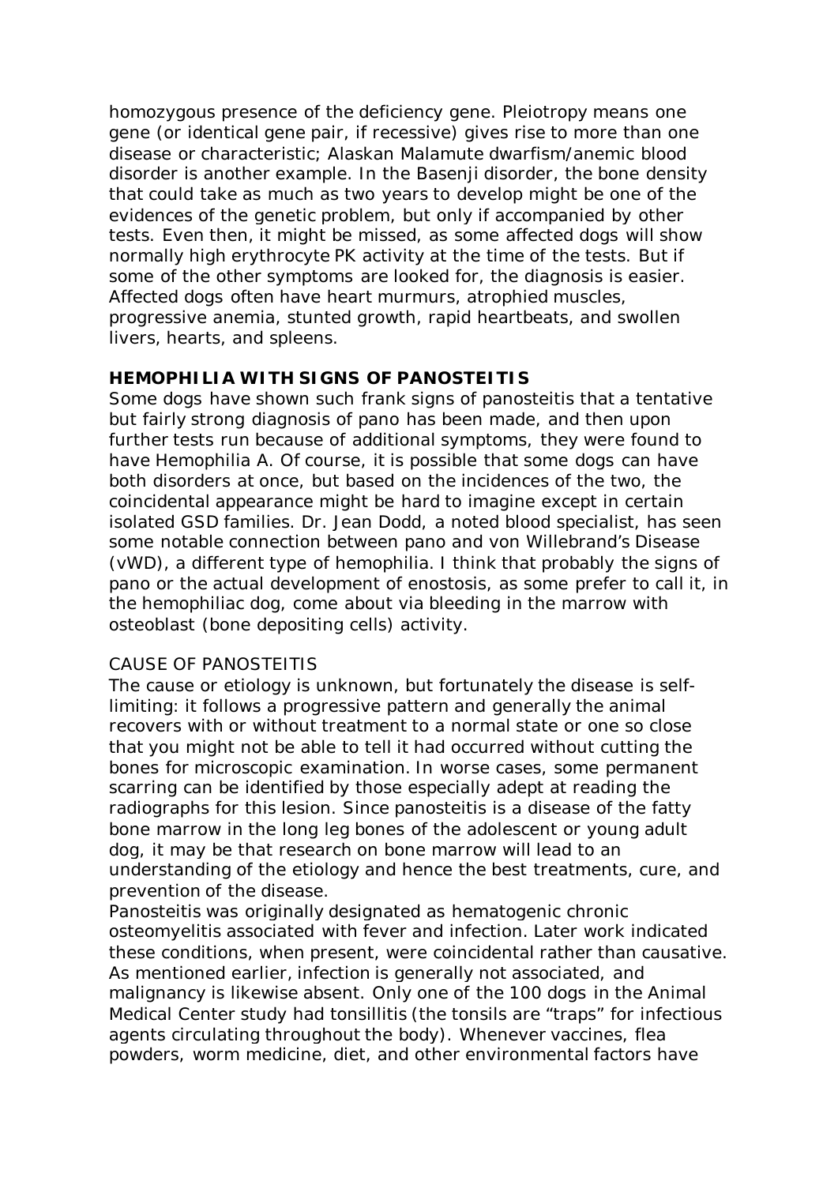homozygous presence of the deficiency gene. Pleiotropy means one gene (or identical gene pair, if recessive) gives rise to more than one disease or characteristic; Alaskan Malamute dwarfism/anemic blood disorder is another example. In the Basenji disorder, the bone density that could take as much as two years to develop might be one of the evidences of the genetic problem, but only if accompanied by other tests. Even then, it might be missed, as some affected dogs will show normally high erythrocyte PK activity at the time of the tests. But if some of the other symptoms are looked for, the diagnosis is easier. Affected dogs often have heart murmurs, atrophied muscles, progressive anemia, stunted growth, rapid heartbeats, and swollen livers, hearts, and spleens.

**HEMOPHILIA WITH SIGNS OF PANOSTEITIS**

Some dogs have shown such frank signs of panosteitis that a tentative but fairly strong diagnosis of pano has been made, and then upon further tests run because of additional symptoms, they were found to have Hemophilia A. Of course, it is possible that some dogs can have both disorders at once, but based on the incidences of the two, the coincidental appearance might be hard to imagine except in certain isolated GSD families. Dr. Jean Dodd, a noted blood specialist, has seen some notable connection between pano and von Willebrand's Disease (vWD), a different type of hemophilia. I think that probably the signs of pano or the actual development of enostosis, as some prefer to call it, in the hemophiliac dog, come about via bleeding in the marrow with osteoblast (bone depositing cells) activity.

CAUSE OF PANOSTEITIS

The cause or etiology is unknown, but fortunately the disease is self-limiting: it follows a progressive pattern and generally the animal recovers with or without treatment to a normal state or one so close that you might not be able to tell it had occurred without cutting the bones for microscopic examination. In worse cases, some permanent scarring can be identified by those especially adept at reading the radiographs for this lesion. Since panosteitis is a disease of the fatty bone marrow in the long leg bones of the adolescent or young adult dog, it may be that research on bone marrow will lead to an understanding of the etiology and hence the best treatments, cure, and prevention of the disease.

Panosteitis was originally designated as hematogenic chronic osteomyelitis associated with fever and infection. Later work indicated these conditions, when present, were coincidental rather than causative. As mentioned earlier, infection is generally not associated, and malignancy is likewise absent. Only one of the 100 dogs in the Animal Medical Center study had tonsillitis (the tonsils are "traps" for infectious agents circulating throughout the body). Whenever vaccines, flea powders, worm medicine, diet, and other environmental factors have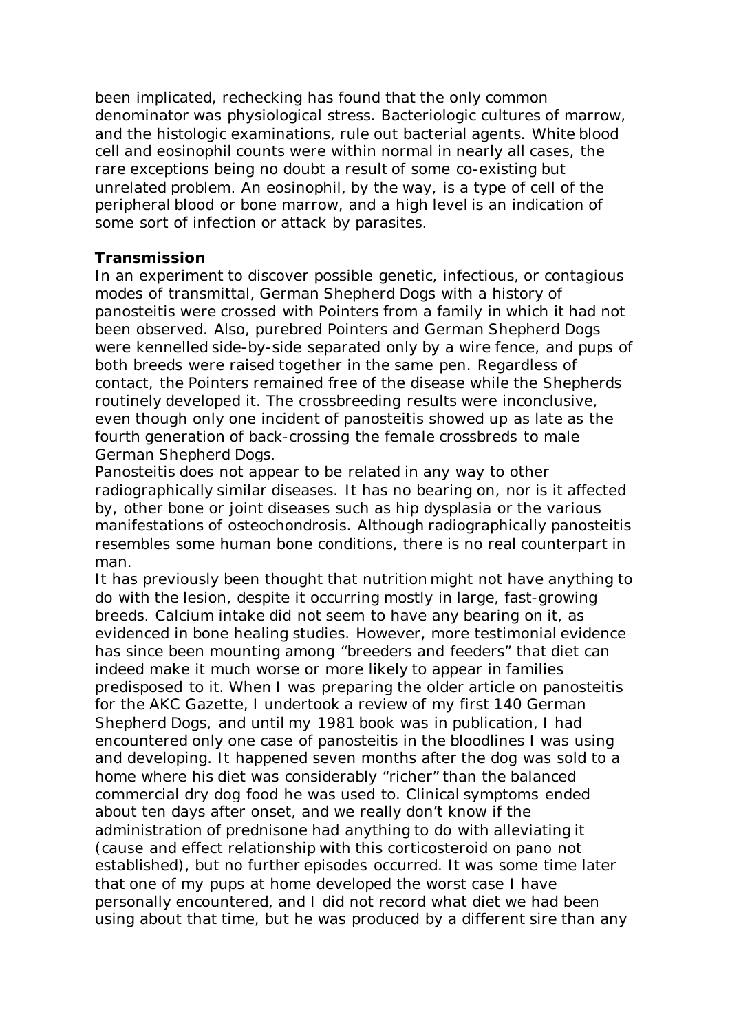been implicated, rechecking has found that the only common denominator was physiological stress. Bacteriologic cultures of marrow, and the histologic examinations, rule out bacterial agents. White blood cell and eosinophil counts were within normal in nearly all cases, the rare exceptions being no doubt a result of some co-existing but unrelated problem. An eosinophil, by the way, is a type of cell of the peripheral blood or bone marrow, and a high level is an indication of some sort of infection or attack by parasites.

**Transmission**

In an experiment to discover possible genetic, infectious, or contagious modes of transmittal, German Shepherd Dogs with a history of panosteitis were crossed with Pointers from a family in which it had not been observed. Also, purebred Pointers and German Shepherd Dogs were kennelled side-by-side separated only by a wire fence, and pups of both breeds were raised together in the same pen. Regardless of contact, the Pointers remained free of the disease while the Shepherds routinely developed it. The crossbreeding results were inconclusive, even though only one incident of panosteitis showed up as late as the fourth generation of back-crossing the female crossbreds to male German Shepherd Dogs.

Panosteitis does not appear to be related in any way to other radiographically similar diseases. It has no bearing on, nor is it affected by, other bone or joint diseases such as hip dysplasia or the various manifestations of osteochondrosis. Although radiographically panosteitis resembles some human bone conditions, there is no real counterpart in man.

It has previously been thought that nutrition might not have anything to do with the lesion, despite it occurring mostly in large, fast-growing breeds. Calcium intake did not seem to have any bearing on it, as evidenced in bone healing studies. However, more testimonial evidence has since been mounting among "breeders and feeders" that diet can indeed make it much worse or more likely to appear in families predisposed to it. When I was preparing the older article on panosteitis for the AKC Gazette, I undertook a review of my first 140 German Shepherd Dogs, and until my 1981 book was in publication, I had encountered only one case of panosteitis in the bloodlines I was using and developing. It happened seven months after the dog was sold to a home where his diet was considerably "richer" than the balanced commercial dry dog food he was used to. Clinical symptoms ended about ten days after onset, and we really don't know if the administration of prednisone had anything to do with alleviating it (cause and effect relationship with this corticosteroid on pano not established), but no further episodes occurred. It was some time later that one of my pups at home developed the worst case I have personally encountered, and I did not record what diet we had been using about that time, but he was produced by a different sire than any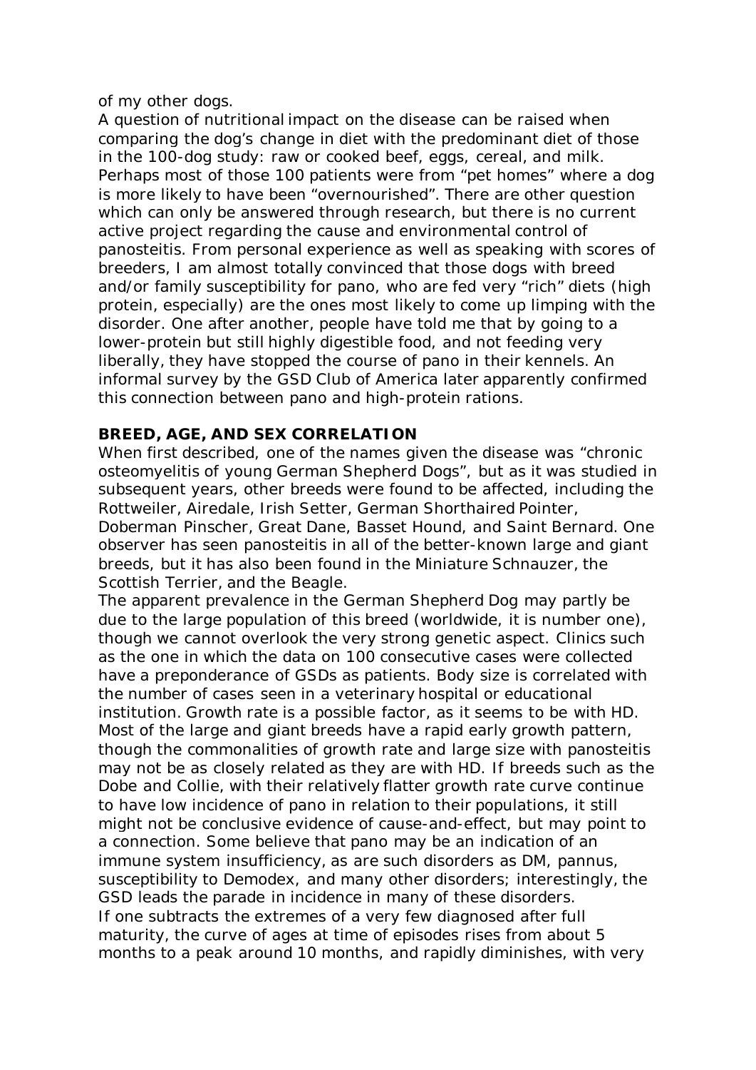of my other dogs.

A question of nutritional impact on the disease can be raised when comparing the dog's change in diet with the predominant diet of those in the 100-dog study: raw or cooked beef, eggs, cereal, and milk. Perhaps most of those 100 patients were from "pet homes" where a dog is more likely to have been "overnourished". There are other question which can only be answered through research, but there is no current active project regarding the cause and environmental control of panosteitis. From personal experience as well as speaking with scores of breeders, I am almost totally convinced that those dogs with breed and/or family susceptibility for pano, who are fed very "rich" diets (high protein, especially) are the ones most likely to come up limping with the disorder. One after another, people have told me that by going to a lower-protein but still highly digestible food, and not feeding very liberally, they have stopped the course of pano in their kennels. An informal survey by the GSD Club of America later apparently confirmed this connection between pano and high-protein rations.

**BREED, AGE, AND SEX CORRELATION**

When first described, one of the names given the disease was "chronic osteomyelitis of young German Shepherd Dogs", but as it was studied in subsequent years, other breeds were found to be affected, including the Rottweiler, Airedale, Irish Setter, German Shorthaired Pointer, Doberman Pinscher, Great Dane, Basset Hound, and Saint Bernard. One observer has seen panosteitis in all of the better-known large and giant breeds, but it has also been found in the Miniature Schnauzer, the Scottish Terrier, and the Beagle.

The apparent prevalence in the German Shepherd Dog may partly be due to the large population of this breed (worldwide, it is number one), though we cannot overlook the very strong genetic aspect. Clinics such as the one in which the data on 100 consecutive cases were collected have a preponderance of GSDs as patients. Body size is correlated with the number of cases seen in a veterinary hospital or educational institution. Growth rate is a possible factor, as it seems to be with HD. Most of the large and giant breeds have a rapid early growth pattern, though the commonalities of growth rate and large size with panosteitis may not be as closely related as they are with HD. If breeds such as the Dobe and Collie, with their relatively flatter growth rate curve continue to have low incidence of pano in relation to their populations, it still might not be conclusive evidence of cause-and-effect, but may point to a connection. Some believe that pano may be an indication of an immune system insufficiency, as are such disorders as DM, pannus, susceptibility to Demodex, and many other disorders; interestingly, the GSD leads the parade in incidence in many of these disorders.

If one subtracts the extremes of a very few diagnosed after full maturity, the curve of ages at time of episodes rises from about 5 months to a peak around 10 months, and rapidly diminishes, with very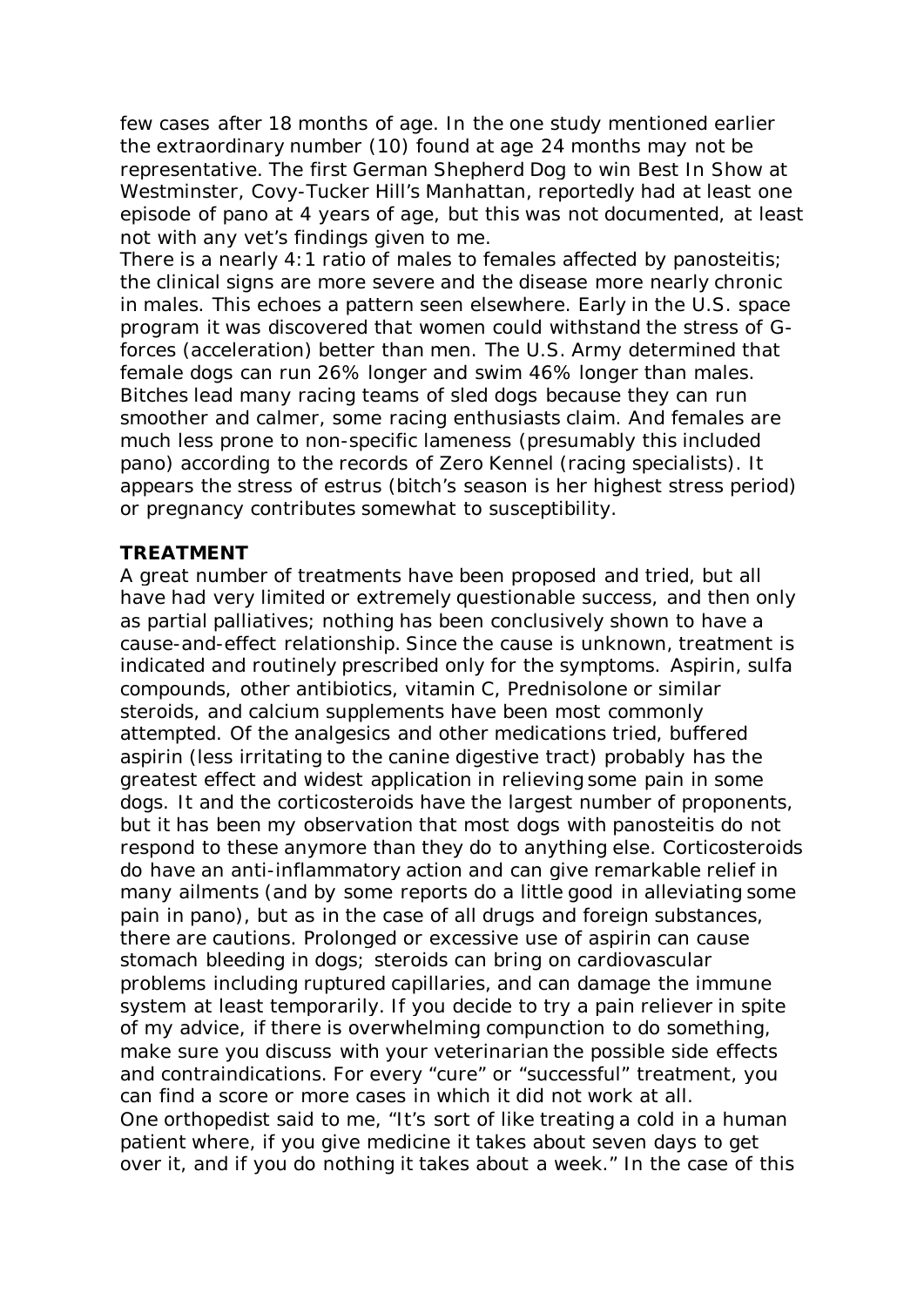few cases after 18 months of age. In the one study mentioned earlier the extraordinary number (10) found at age 24 months may not be representative. The first German Shepherd Dog to win Best In Show at Westminster, Covy-Tucker Hill's Manhattan, reportedly had at least one episode of pano at 4 years of age, but this was not documented, at least not with any vet's findings given to me.

There is a nearly 4:1 ratio of males to females affected by panosteitis; the clinical signs are more severe and the disease more nearly chronic in males. This echoes a pattern seen elsewhere. Early in the U.S. space program it was discovered that women could withstand the stress of G-forces (acceleration) better than men. The U.S. Army determined that female dogs can run 26% longer and swim 46% longer than males. Bitches lead many racing teams of sled dogs because they can run smoother and calmer, some racing enthusiasts claim. And females are much less prone to non-specific lameness (presumably this included pano) according to the records of Zero Kennel (racing specialists). It appears the stress of estrus (bitch's season is her highest stress period) or pregnancy contributes somewhat to susceptibility.

**TREATMENT**

A great number of treatments have been proposed and tried, but all have had very limited or extremely questionable success, and then only as partial palliatives; nothing has been conclusively shown to have a cause-and-effect relationship. Since the cause is unknown, treatment is indicated and routinely prescribed only for the symptoms. Aspirin, sulfa compounds, other antibiotics, vitamin C, Prednisolone or similar steroids, and calcium supplements have been most commonly attempted. Of the analgesics and other medications tried, buffered aspirin (less irritating to the canine digestive tract) probably has the greatest effect and widest application in relieving some pain in some dogs. It and the corticosteroids have the largest number of proponents, but it has been my observation that most dogs with panosteitis do not respond to these anymore than they do to anything else. Corticosteroids do have an anti-inflammatory action and can give remarkable relief in many ailments (and by some reports do a little good in alleviating some pain in pano), but as in the case of all drugs and foreign substances, there are cautions. Prolonged or excessive use of aspirin can cause stomach bleeding in dogs; steroids can bring on cardiovascular problems including ruptured capillaries, and can damage the immune system at least temporarily. If you decide to try a pain reliever in spite of my advice, if there is overwhelming compunction to do something, make sure you discuss with your veterinarian the possible side effects and contraindications. For every "cure" or "successful" treatment, you can find a score or more cases in which it did not work at all.

One orthopedist said to me, "It's sort of like treating a cold in a human patient where, if you give medicine it takes about seven days to get over it, and if you do nothing it takes about a week." In the case of this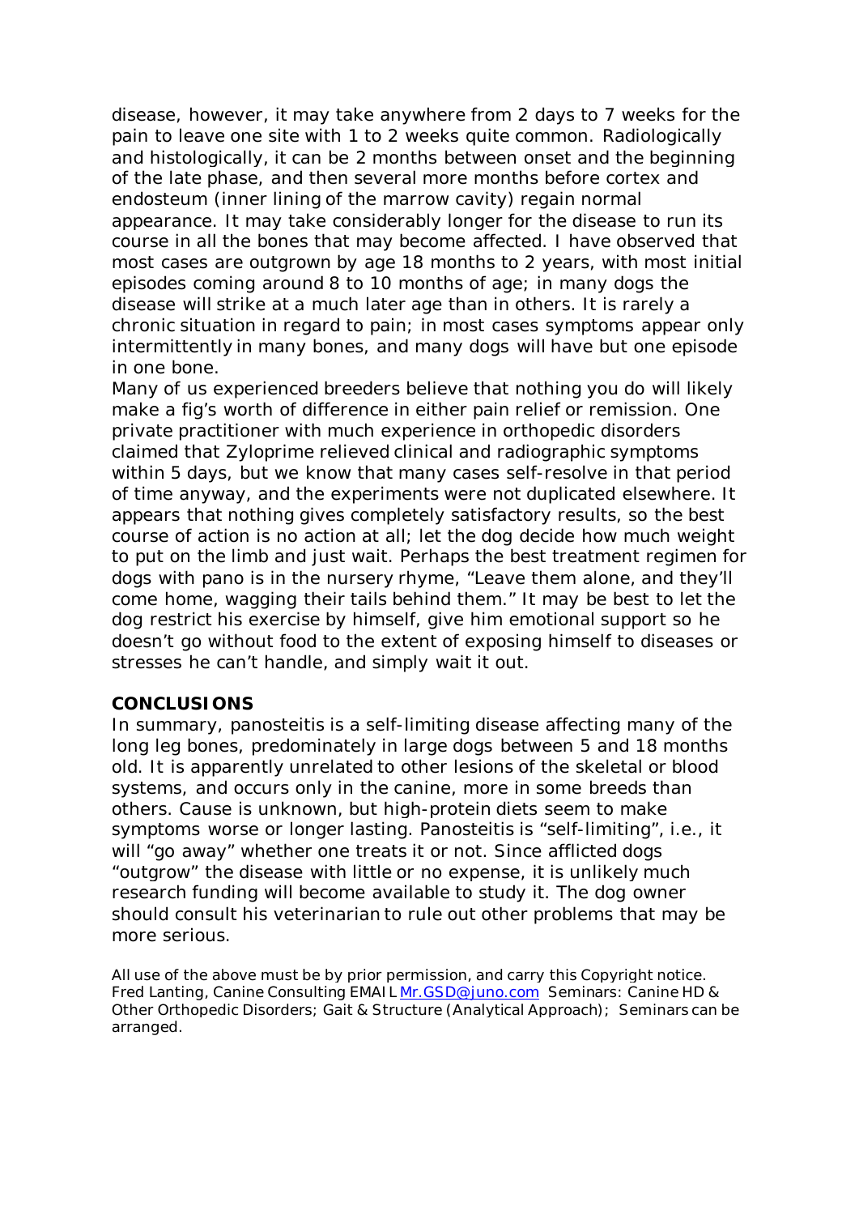disease, however, it may take anywhere from 2 days to 7 weeks for the pain to leave one site with 1 to 2 weeks quite common. Radiologically and histologically, it can be 2 months between onset and the beginning of the late phase, and then several more months before cortex and endosteum (inner lining of the marrow cavity) regain normal appearance. It may take considerably longer for the disease to run its course in all the bones that may become affected. I have observed that most cases are outgrown by age 18 months to 2 years, with most initial episodes coming around 8 to 10 months of age; in many dogs the disease will strike at a much later age than in others. It is rarely a chronic situation in regard to pain; in most cases symptoms appear only intermittently in many bones, and many dogs will have but one episode in one bone.

Many of us experienced breeders believe that nothing you do will likely make a fig's worth of difference in either pain relief or remission. One private practitioner with much experience in orthopedic disorders claimed that Zyloprime relieved clinical and radiographic symptoms within 5 days, but we know that many cases self-resolve in that period of time anyway, and the experiments were not duplicated elsewhere. It appears that nothing gives completely satisfactory results, so the best course of action is no action at all; let the dog decide how much weight to put on the limb and just wait. Perhaps the best treatment regimen for dogs with pano is in the nursery rhyme, "Leave them alone, and they'll come home, wagging their tails behind them." It may be best to let the dog restrict his exercise by himself, give him emotional support so he doesn't go without food to the extent of exposing himself to diseases or stresses he can't handle, and simply wait it out.

## CONCLUSIONS

In summary, panosteitis is a self-limiting disease affecting many of the long leg bones, predominately in large dogs between 5 and 18 months old. It is apparently unrelated to other lesions of the skeletal or blood systems, and occurs only in the canine, more in some breeds than others. Cause is unknown, but high-protein diets seem to make symptoms worse or longer lasting. Panosteitis is "self-limiting", i.e., it will "go away" whether one treats it or not. Since afflicted dogs "outgrow" the disease with little or no expense, it is unlikely much research funding will become available to study it. The dog owner should consult his veterinarian to rule out other problems that may be more serious.

All use of the above must be by prior permission, and carry this Copyright notice. Fred Lanting, Canine Consulting EMAIL Mr.GSD@juno.com Seminars: Canine HD & Other Orthopedic Disorders; Gait & Structure (Analytical Approach); Seminars can be arranged.